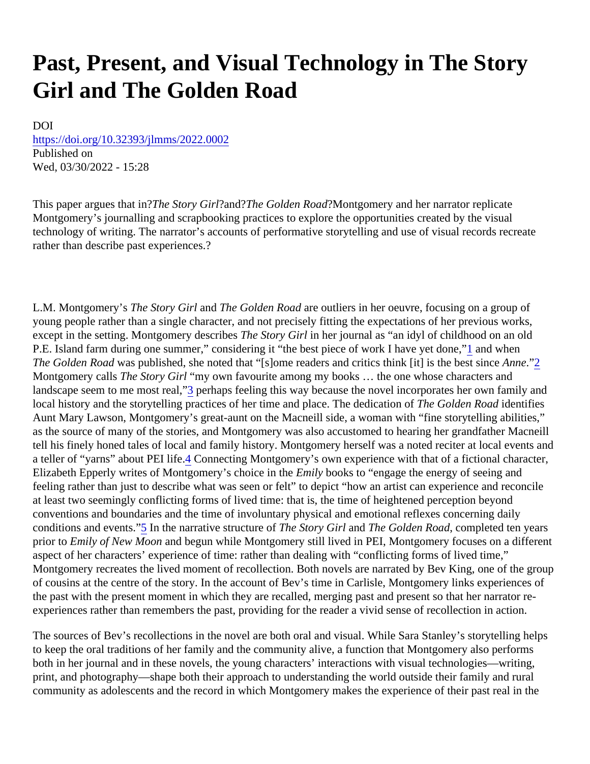# Past, Present, and Visual Technology in The Story Girl and The Golden Road

DOI
https://doi.org/10.32393/jlmms/2022.0002
Published on
Wed, 03/30/2022 - 15:28

This paper argues that in?*The Story Girl*?and?*The Golden Road*?Montgomery and her narrator replicate Montgomery's journalling and scrapbooking practices to explore the opportunities created by the visual technology of writing. The narrator's accounts of performative storytelling and use of visual records recreate rather than describe past experiences.?

L.M. Montgomery's *The Story Girl* and *The Golden Road* are outliers in her oeuvre, focusing on a group of young people rather than a single character, and not precisely fitting the expectations of her previous works, except in the setting. Montgomery describes *The Story Girl* in her journal as "an idyl of childhood on an old P.E. Island farm during one summer," considering it "the best piece of work I have yet done,"[1] and when *The Golden Road* was published, she noted that "[s]ome readers and critics think [it] is the best since *Anne*."[2] Montgomery calls *The Story Girl* "my own favourite among my books … the one whose characters and landscape seem to me most real,"[3] perhaps feeling this way because the novel incorporates her own family and local history and the storytelling practices of her time and place. The dedication of *The Golden Road* identifies Aunt Mary Lawson, Montgomery's great-aunt on the Macneill side, a woman with "fine storytelling abilities," as the source of many of the stories, and Montgomery was also accustomed to hearing her grandfather Macneill tell his finely honed tales of local and family history. Montgomery herself was a noted reciter at local events and a teller of "yarns" about PEI life.[4] Connecting Montgomery's own experience with that of a fictional character, Elizabeth Epperly writes of Montgomery's choice in the *Emily* books to "engage the energy of seeing and feeling rather than just to describe what was seen or felt" to depict "how an artist can experience and reconcile at least two seemingly conflicting forms of lived time: that is, the time of heightened perception beyond conventions and boundaries and the time of involuntary physical and emotional reflexes concerning daily conditions and events."[5] In the narrative structure of *The Story Girl* and *The Golden Road*, completed ten years prior to *Emily of New Moon* and begun while Montgomery still lived in PEI, Montgomery focuses on a different aspect of her characters' experience of time: rather than dealing with "conflicting forms of lived time," Montgomery recreates the lived moment of recollection. Both novels are narrated by Bev King, one of the group of cousins at the centre of the story. In the account of Bev's time in Carlisle, Montgomery links experiences of the past with the present moment in which they are recalled, merging past and present so that her narrator re-experiences rather than remembers the past, providing for the reader a vivid sense of recollection in action.

The sources of Bev's recollections in the novel are both oral and visual. While Sara Stanley's storytelling helps to keep the oral traditions of her family and the community alive, a function that Montgomery also performs both in her journal and in these novels, the young characters' interactions with visual technologies—writing, print, and photography—shape both their approach to understanding the world outside their family and rural community as adolescents and the record in which Montgomery makes the experience of their past real in the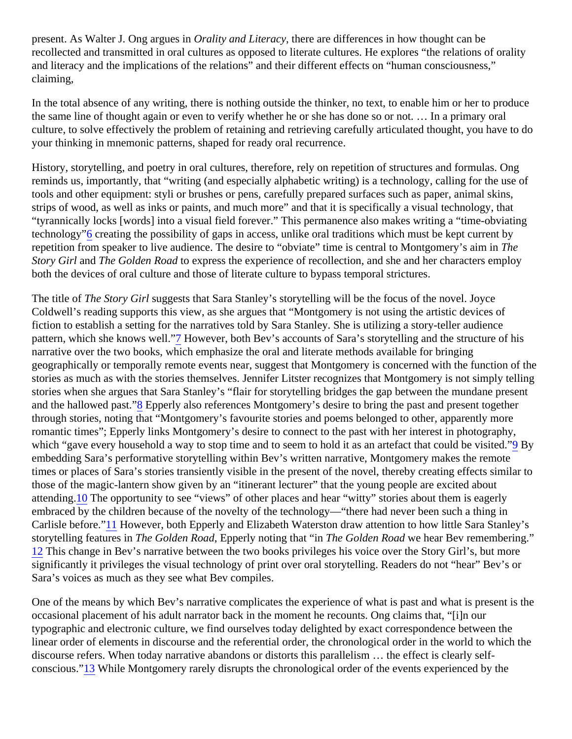present. As Walter J. Ong argues in *Orality and Literacy*, there are differences in how thought can be recollected and transmitted in oral cultures as opposed to literate cultures. He explores "the relations of orality and literacy and the implications of the relations" and their different effects on "human consciousness," claiming,

> In the total absence of any writing, there is nothing outside the thinker, no text, to enable him or her to produce the same line of thought again or even to verify whether he or she has done so or not. … In a primary oral culture, to solve effectively the problem of retaining and retrieving carefully articulated thought, you have to do your thinking in mnemonic patterns, shaped for ready oral recurrence.

History, storytelling, and poetry in oral cultures, therefore, rely on repetition of structures and formulas. Ong reminds us, importantly, that "writing (and especially alphabetic writing) is a technology, calling for the use of tools and other equipment: styli or brushes or pens, carefully prepared surfaces such as paper, animal skins, strips of wood, as well as inks or paints, and much more" and that it is specifically a visual technology, that "tyrannically locks [words] into a visual field forever." This permanence also makes writing a "time-obviating technology"[6] creating the possibility of gaps in access, unlike oral traditions which must be kept current by repetition from speaker to live audience. The desire to "obviate" time is central to Montgomery's aim in *The Story Girl* and *The Golden Road* to express the experience of recollection, and she and her characters employ both the devices of oral culture and those of literate culture to bypass temporal strictures.

The title of *The Story Girl* suggests that Sara Stanley's storytelling will be the focus of the novel. Joyce Coldwell's reading supports this view, as she argues that "Montgomery is not using the artistic devices of fiction to establish a setting for the narratives told by Sara Stanley. She is utilizing a story-teller audience pattern, which she knows well."[7] However, both Bev's accounts of Sara's storytelling and the structure of his narrative over the two books, which emphasize the oral and literate methods available for bringing geographically or temporally remote events near, suggest that Montgomery is concerned with the function of the stories as much as with the stories themselves. Jennifer Litster recognizes that Montgomery is not simply telling stories when she argues that Sara Stanley's "flair for storytelling bridges the gap between the mundane present and the hallowed past."[8] Epperly also references Montgomery's desire to bring the past and present together through stories, noting that "Montgomery's favourite stories and poems belonged to other, apparently more romantic times"; Epperly links Montgomery's desire to connect to the past with her interest in photography, which "gave every household a way to stop time and to seem to hold it as an artefact that could be visited."[9] By embedding Sara's performative storytelling within Bev's written narrative, Montgomery makes the remote times or places of Sara's stories transiently visible in the present of the novel, thereby creating effects similar to those of the magic-lantern show given by an "itinerant lecturer" that the young people are excited about attending.[10] The opportunity to see "views" of other places and hear "witty" stories about them is eagerly embraced by the children because of the novelty of the technology—"there had never been such a thing in Carlisle before."[11] However, both Epperly and Elizabeth Waterston draw attention to how little Sara Stanley's storytelling features in *The Golden Road*, Epperly noting that "in *The Golden Road* we hear Bev remembering."[12] This change in Bev's narrative between the two books privileges his voice over the Story Girl's, but more significantly it privileges the visual technology of print over oral storytelling. Readers do not "hear" Bev's or Sara's voices as much as they see what Bev compiles.

One of the means by which Bev's narrative complicates the experience of what is past and what is present is the occasional placement of his adult narrator back in the moment he recounts. Ong claims that, "[i]n our typographic and electronic culture, we find ourselves today delighted by exact correspondence between the linear order of elements in discourse and the referential order, the chronological order in the world to which the discourse refers. When today narrative abandons or distorts this parallelism … the effect is clearly self-conscious."[13] While Montgomery rarely disrupts the chronological order of the events experienced by the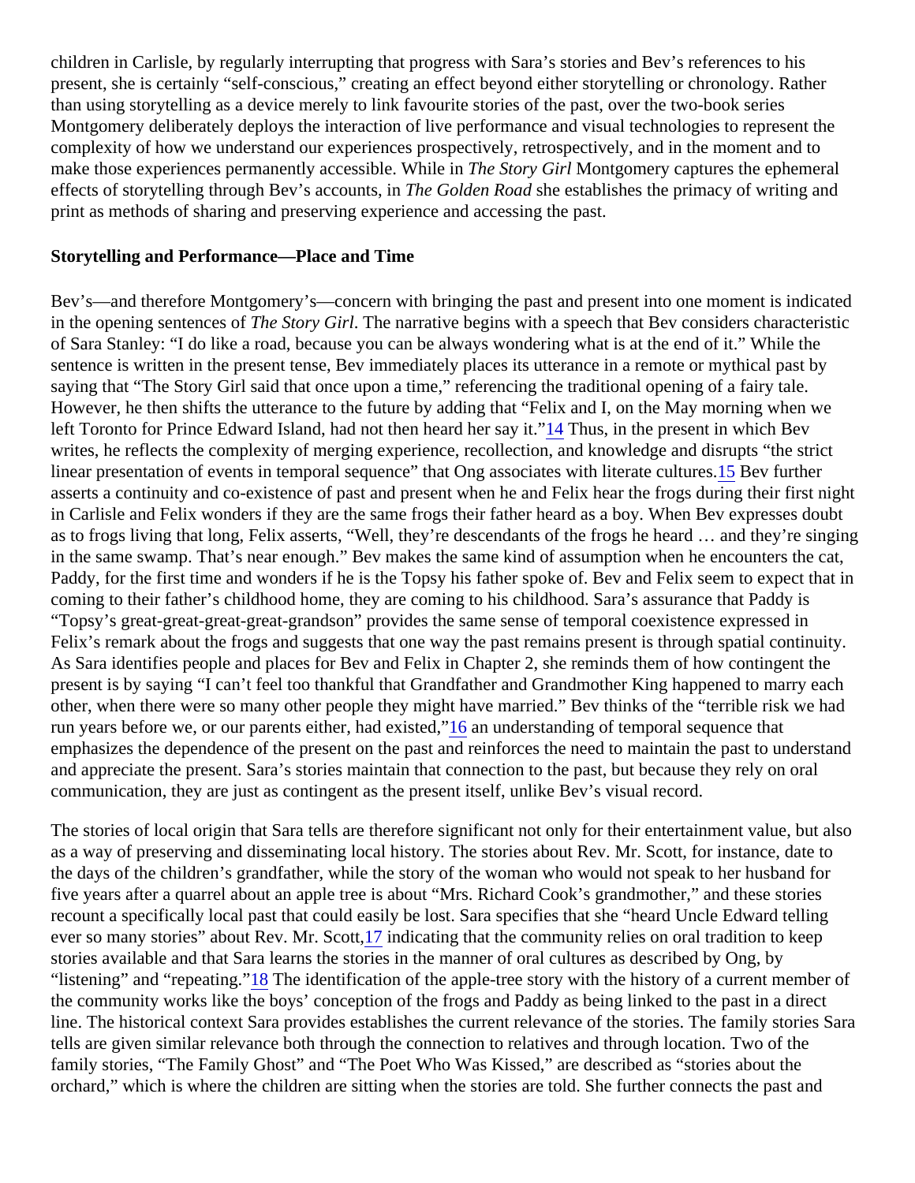children in Carlisle, by regularly interrupting that progress with Sara's stories and Bev's references to his present, she is certainly "self-conscious," creating an effect beyond either storytelling or chronology. Rather than using storytelling as a device merely to link favourite stories of the past, over the two-book series Montgomery deliberately deploys the interaction of live performance and visual technologies to represent the complexity of how we understand our experiences prospectively, retrospectively, and in the moment and to make those experiences permanently accessible. While in *The Story Girl* Montgomery captures the ephemeral effects of storytelling through Bev's accounts, in *The Golden Road* she establishes the primacy of writing and print as methods of sharing and preserving experience and accessing the past.

**Storytelling and Performance—Place and Time**

Bev's—and therefore Montgomery's—concern with bringing the past and present into one moment is indicated in the opening sentences of *The Story Girl*. The narrative begins with a speech that Bev considers characteristic of Sara Stanley: "I do like a road, because you can be always wondering what is at the end of it." While the sentence is written in the present tense, Bev immediately places its utterance in a remote or mythical past by saying that "The Story Girl said that once upon a time," referencing the traditional opening of a fairy tale. However, he then shifts the utterance to the future by adding that "Felix and I, on the May morning when we left Toronto for Prince Edward Island, had not then heard her say it."[14] Thus, in the present in which Bev writes, he reflects the complexity of merging experience, recollection, and knowledge and disrupts "the strict linear presentation of events in temporal sequence" that Ong associates with literate cultures.[15] Bev further asserts a continuity and co-existence of past and present when he and Felix hear the frogs during their first night in Carlisle and Felix wonders if they are the same frogs their father heard as a boy. When Bev expresses doubt as to frogs living that long, Felix asserts, "Well, they're descendants of the frogs he heard … and they're singing in the same swamp. That's near enough." Bev makes the same kind of assumption when he encounters the cat, Paddy, for the first time and wonders if he is the Topsy his father spoke of. Bev and Felix seem to expect that in coming to their father's childhood home, they are coming to his childhood. Sara's assurance that Paddy is "Topsy's great-great-great-great-grandson" provides the same sense of temporal coexistence expressed in Felix's remark about the frogs and suggests that one way the past remains present is through spatial continuity. As Sara identifies people and places for Bev and Felix in Chapter 2, she reminds them of how contingent the present is by saying "I can't feel too thankful that Grandfather and Grandmother King happened to marry each other, when there were so many other people they might have married." Bev thinks of the "terrible risk we had run years before we, or our parents either, had existed,"[16] an understanding of temporal sequence that emphasizes the dependence of the present on the past and reinforces the need to maintain the past to understand and appreciate the present. Sara's stories maintain that connection to the past, but because they rely on oral communication, they are just as contingent as the present itself, unlike Bev's visual record.

The stories of local origin that Sara tells are therefore significant not only for their entertainment value, but also as a way of preserving and disseminating local history. The stories about Rev. Mr. Scott, for instance, date to the days of the children's grandfather, while the story of the woman who would not speak to her husband for five years after a quarrel about an apple tree is about "Mrs. Richard Cook's grandmother," and these stories recount a specifically local past that could easily be lost. Sara specifies that she "heard Uncle Edward telling ever so many stories" about Rev. Mr. Scott,[17] indicating that the community relies on oral tradition to keep stories available and that Sara learns the stories in the manner of oral cultures as described by Ong, by "listening" and "repeating."[18] The identification of the apple-tree story with the history of a current member of the community works like the boys' conception of the frogs and Paddy as being linked to the past in a direct line. The historical context Sara provides establishes the current relevance of the stories. The family stories Sara tells are given similar relevance both through the connection to relatives and through location. Two of the family stories, "The Family Ghost" and "The Poet Who Was Kissed," are described as "stories about the orchard," which is where the children are sitting when the stories are told. She further connects the past and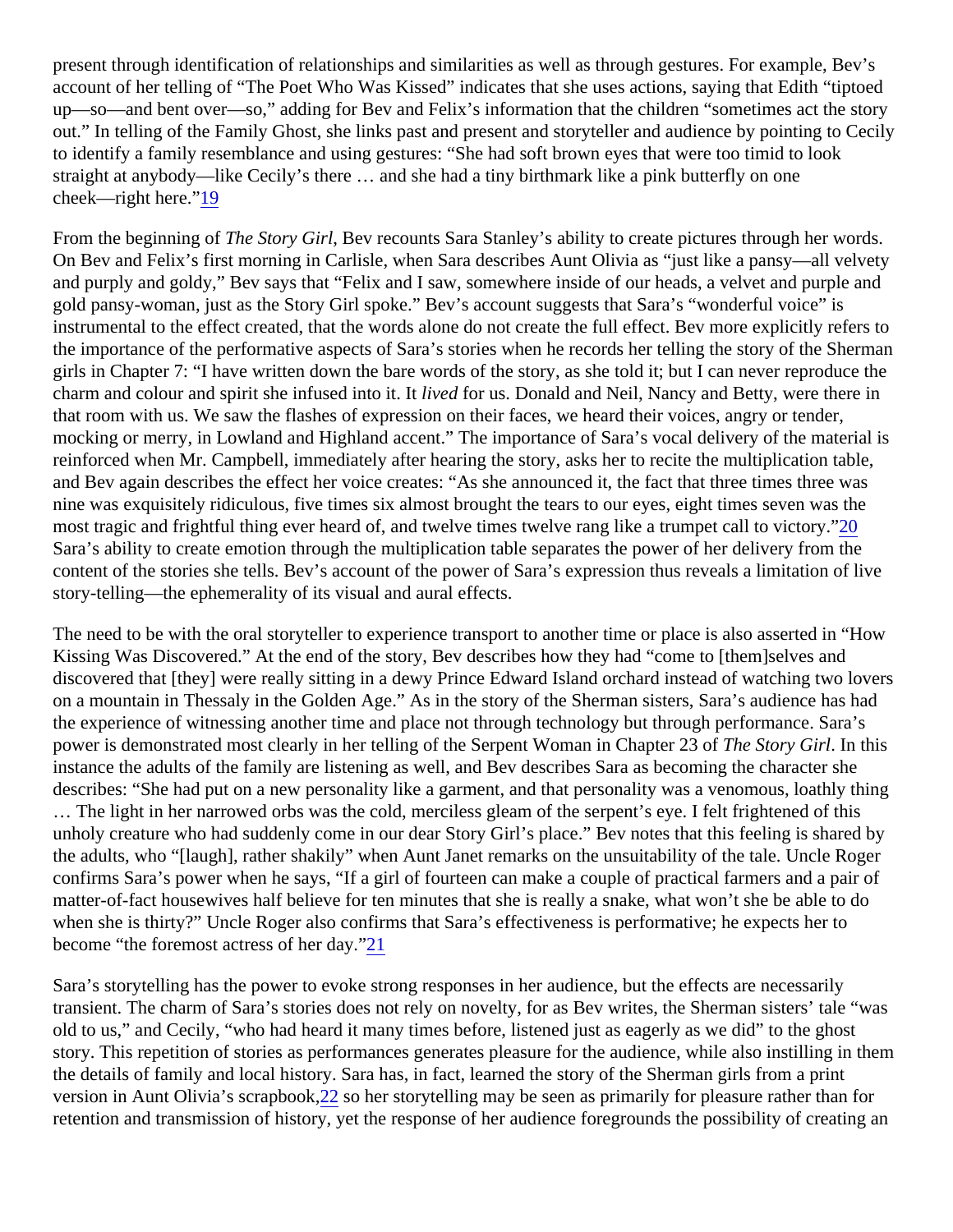present through identification of relationships and similarities as well as through gestures. For example, Bev's account of her telling of "The Poet Who Was Kissed" indicates that she uses actions, saying that Edith "tiptoed up—so—and bent over—so," adding for Bev and Felix's information that the children "sometimes act the story out." In telling of the Family Ghost, she links past and present and storyteller and audience by pointing to Cecily to identify a family resemblance and using gestures: "She had soft brown eyes that were too timid to look straight at anybody—like Cecily's there … and she had a tiny birthmark like a pink butterfly on one cheek—right here."[19]

From the beginning of *The Story Girl*, Bev recounts Sara Stanley's ability to create pictures through her words. On Bev and Felix's first morning in Carlisle, when Sara describes Aunt Olivia as "just like a pansy—all velvety and purply and goldy," Bev says that "Felix and I saw, somewhere inside of our heads, a velvet and purple and gold pansy-woman, just as the Story Girl spoke." Bev's account suggests that Sara's "wonderful voice" is instrumental to the effect created, that the words alone do not create the full effect. Bev more explicitly refers to the importance of the performative aspects of Sara's stories when he records her telling the story of the Sherman girls in Chapter 7: "I have written down the bare words of the story, as she told it; but I can never reproduce the charm and colour and spirit she infused into it. It *lived* for us. Donald and Neil, Nancy and Betty, were there in that room with us. We saw the flashes of expression on their faces, we heard their voices, angry or tender, mocking or merry, in Lowland and Highland accent." The importance of Sara's vocal delivery of the material is reinforced when Mr. Campbell, immediately after hearing the story, asks her to recite the multiplication table, and Bev again describes the effect her voice creates: "As she announced it, the fact that three times three was nine was exquisitely ridiculous, five times six almost brought the tears to our eyes, eight times seven was the most tragic and frightful thing ever heard of, and twelve times twelve rang like a trumpet call to victory."[20] Sara's ability to create emotion through the multiplication table separates the power of her delivery from the content of the stories she tells. Bev's account of the power of Sara's expression thus reveals a limitation of live story-telling—the ephemerality of its visual and aural effects.

The need to be with the oral storyteller to experience transport to another time or place is also asserted in "How Kissing Was Discovered." At the end of the story, Bev describes how they had "come to [them]selves and discovered that [they] were really sitting in a dewy Prince Edward Island orchard instead of watching two lovers on a mountain in Thessaly in the Golden Age." As in the story of the Sherman sisters, Sara's audience has had the experience of witnessing another time and place not through technology but through performance. Sara's power is demonstrated most clearly in her telling of the Serpent Woman in Chapter 23 of *The Story Girl*. In this instance the adults of the family are listening as well, and Bev describes Sara as becoming the character she describes: "She had put on a new personality like a garment, and that personality was a venomous, loathly thing … The light in her narrowed orbs was the cold, merciless gleam of the serpent's eye. I felt frightened of this unholy creature who had suddenly come in our dear Story Girl's place." Bev notes that this feeling is shared by the adults, who "[laugh], rather shakily" when Aunt Janet remarks on the unsuitability of the tale. Uncle Roger confirms Sara's power when he says, "If a girl of fourteen can make a couple of practical farmers and a pair of matter-of-fact housewives half believe for ten minutes that she is really a snake, what won't she be able to do when she is thirty?" Uncle Roger also confirms that Sara's effectiveness is performative; he expects her to become "the foremost actress of her day."[21]

Sara's storytelling has the power to evoke strong responses in her audience, but the effects are necessarily transient. The charm of Sara's stories does not rely on novelty, for as Bev writes, the Sherman sisters' tale "was old to us," and Cecily, "who had heard it many times before, listened just as eagerly as we did" to the ghost story. This repetition of stories as performances generates pleasure for the audience, while also instilling in them the details of family and local history. Sara has, in fact, learned the story of the Sherman girls from a print version in Aunt Olivia's scrapbook,[22] so her storytelling may be seen as primarily for pleasure rather than for retention and transmission of history, yet the response of her audience foregrounds the possibility of creating an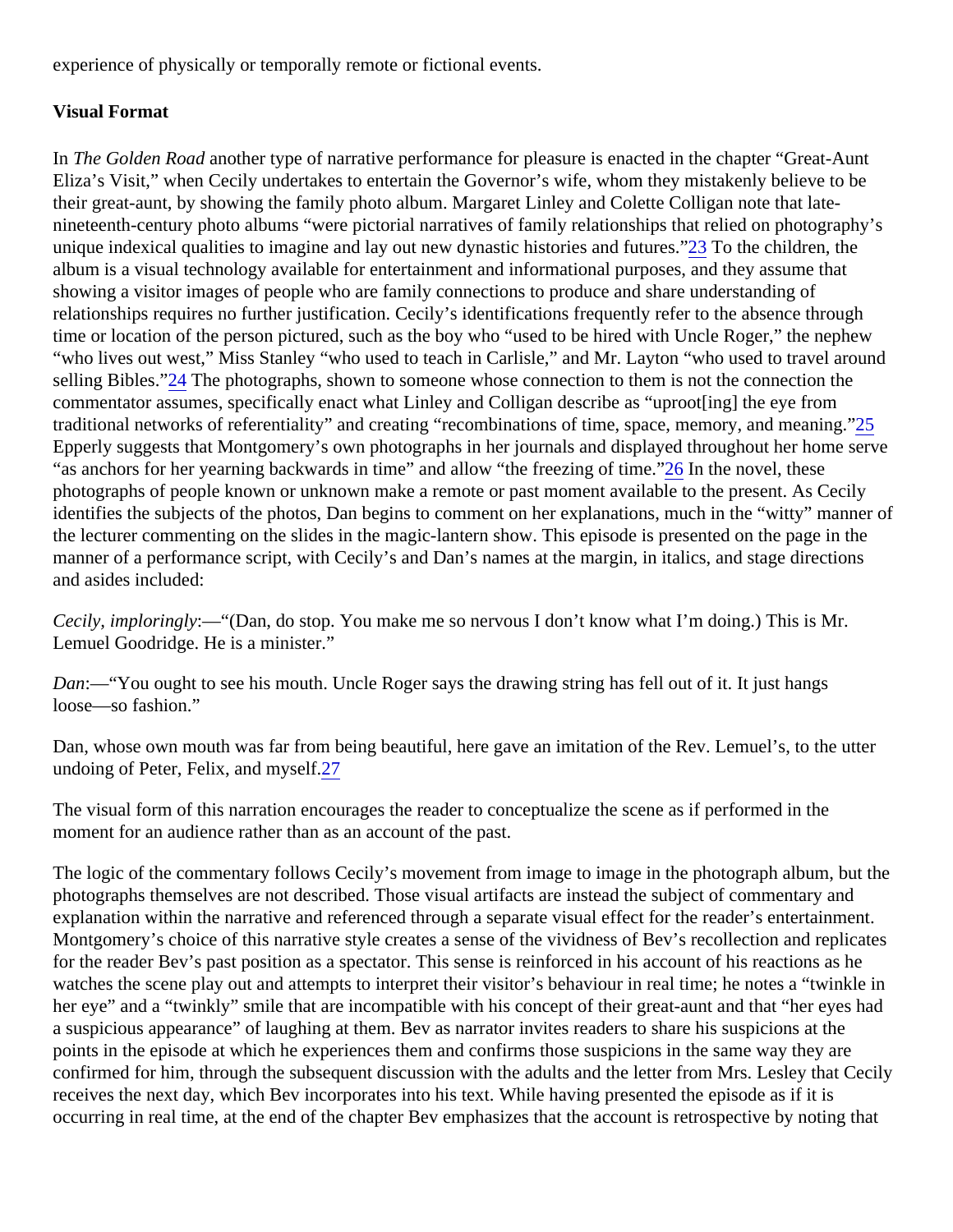experience of physically or temporally remote or fictional events.

**Visual Format**

In *The Golden Road* another type of narrative performance for pleasure is enacted in the chapter "Great-Aunt Eliza's Visit," when Cecily undertakes to entertain the Governor's wife, whom they mistakenly believe to be their great-aunt, by showing the family photo album. Margaret Linley and Colette Colligan note that late-nineteenth-century photo albums "were pictorial narratives of family relationships that relied on photography's unique indexical qualities to imagine and lay out new dynastic histories and futures."[23] To the children, the album is a visual technology available for entertainment and informational purposes, and they assume that showing a visitor images of people who are family connections to produce and share understanding of relationships requires no further justification. Cecily's identifications frequently refer to the absence through time or location of the person pictured, such as the boy who "used to be hired with Uncle Roger," the nephew "who lives out west," Miss Stanley "who used to teach in Carlisle," and Mr. Layton "who used to travel around selling Bibles."[24] The photographs, shown to someone whose connection to them is not the connection the commentator assumes, specifically enact what Linley and Colligan describe as "uproot[ing] the eye from traditional networks of referentiality" and creating "recombinations of time, space, memory, and meaning."[25] Epperly suggests that Montgomery's own photographs in her journals and displayed throughout her home serve "as anchors for her yearning backwards in time" and allow "the freezing of time."[26] In the novel, these photographs of people known or unknown make a remote or past moment available to the present. As Cecily identifies the subjects of the photos, Dan begins to comment on her explanations, much in the "witty" manner of the lecturer commenting on the slides in the magic-lantern show. This episode is presented on the page in the manner of a performance script, with Cecily's and Dan's names at the margin, in italics, and stage directions and asides included:

*Cecily, imploringly*:—"(Dan, do stop. You make me so nervous I don't know what I'm doing.) This is Mr. Lemuel Goodridge. He is a minister."

*Dan*:—"You ought to see his mouth. Uncle Roger says the drawing string has fell out of it. It just hangs loose—so fashion."

Dan, whose own mouth was far from being beautiful, here gave an imitation of the Rev. Lemuel's, to the utter undoing of Peter, Felix, and myself.[27]

The visual form of this narration encourages the reader to conceptualize the scene as if performed in the moment for an audience rather than as an account of the past.

The logic of the commentary follows Cecily's movement from image to image in the photograph album, but the photographs themselves are not described. Those visual artifacts are instead the subject of commentary and explanation within the narrative and referenced through a separate visual effect for the reader's entertainment. Montgomery's choice of this narrative style creates a sense of the vividness of Bev's recollection and replicates for the reader Bev's past position as a spectator. This sense is reinforced in his account of his reactions as he watches the scene play out and attempts to interpret their visitor's behaviour in real time; he notes a "twinkle in her eye" and a "twinkly" smile that are incompatible with his concept of their great-aunt and that "her eyes had a suspicious appearance" of laughing at them. Bev as narrator invites readers to share his suspicions at the points in the episode at which he experiences them and confirms those suspicions in the same way they are confirmed for him, through the subsequent discussion with the adults and the letter from Mrs. Lesley that Cecily receives the next day, which Bev incorporates into his text. While having presented the episode as if it is occurring in real time, at the end of the chapter Bev emphasizes that the account is retrospective by noting that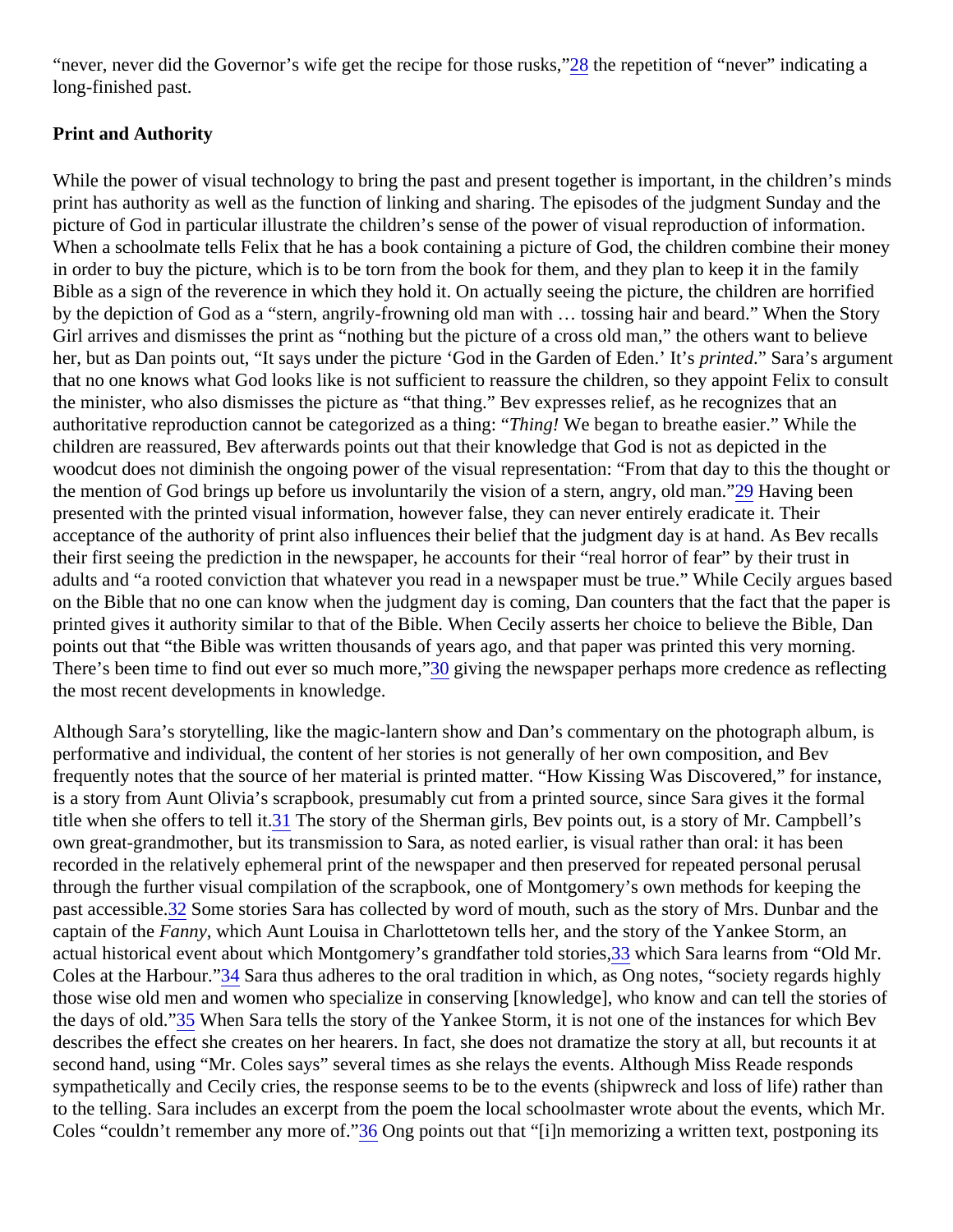"never, never did the Governor's wife get the recipe for those rusks,"[28] the repetition of "never" indicating a long-finished past.

**Print and Authority**

While the power of visual technology to bring the past and present together is important, in the children's minds print has authority as well as the function of linking and sharing. The episodes of the judgment Sunday and the picture of God in particular illustrate the children's sense of the power of visual reproduction of information. When a schoolmate tells Felix that he has a book containing a picture of God, the children combine their money in order to buy the picture, which is to be torn from the book for them, and they plan to keep it in the family Bible as a sign of the reverence in which they hold it. On actually seeing the picture, the children are horrified by the depiction of God as a "stern, angrily-frowning old man with … tossing hair and beard." When the Story Girl arrives and dismisses the print as "nothing but the picture of a cross old man," the others want to believe her, but as Dan points out, "It says under the picture 'God in the Garden of Eden.' It's *printed*." Sara's argument that no one knows what God looks like is not sufficient to reassure the children, so they appoint Felix to consult the minister, who also dismisses the picture as "that thing." Bev expresses relief, as he recognizes that an authoritative reproduction cannot be categorized as a thing: "*Thing!* We began to breathe easier." While the children are reassured, Bev afterwards points out that their knowledge that God is not as depicted in the woodcut does not diminish the ongoing power of the visual representation: "From that day to this the thought or the mention of God brings up before us involuntarily the vision of a stern, angry, old man."[29] Having been presented with the printed visual information, however false, they can never entirely eradicate it. Their acceptance of the authority of print also influences their belief that the judgment day is at hand. As Bev recalls their first seeing the prediction in the newspaper, he accounts for their "real horror of fear" by their trust in adults and "a rooted conviction that whatever you read in a newspaper must be true." While Cecily argues based on the Bible that no one can know when the judgment day is coming, Dan counters that the fact that the paper is printed gives it authority similar to that of the Bible. When Cecily asserts her choice to believe the Bible, Dan points out that "the Bible was written thousands of years ago, and that paper was printed this very morning. There's been time to find out ever so much more,"[30] giving the newspaper perhaps more credence as reflecting the most recent developments in knowledge.

Although Sara's storytelling, like the magic-lantern show and Dan's commentary on the photograph album, is performative and individual, the content of her stories is not generally of her own composition, and Bev frequently notes that the source of her material is printed matter. "How Kissing Was Discovered," for instance, is a story from Aunt Olivia's scrapbook, presumably cut from a printed source, since Sara gives it the formal title when she offers to tell it.[31] The story of the Sherman girls, Bev points out, is a story of Mr. Campbell's own great-grandmother, but its transmission to Sara, as noted earlier, is visual rather than oral: it has been recorded in the relatively ephemeral print of the newspaper and then preserved for repeated personal perusal through the further visual compilation of the scrapbook, one of Montgomery's own methods for keeping the past accessible.[32] Some stories Sara has collected by word of mouth, such as the story of Mrs. Dunbar and the captain of the *Fanny*, which Aunt Louisa in Charlottetown tells her, and the story of the Yankee Storm, an actual historical event about which Montgomery's grandfather told stories,[33] which Sara learns from "Old Mr. Coles at the Harbour."[34] Sara thus adheres to the oral tradition in which, as Ong notes, "society regards highly those wise old men and women who specialize in conserving [knowledge], who know and can tell the stories of the days of old."[35] When Sara tells the story of the Yankee Storm, it is not one of the instances for which Bev describes the effect she creates on her hearers. In fact, she does not dramatize the story at all, but recounts it at second hand, using "Mr. Coles says" several times as she relays the events. Although Miss Reade responds sympathetically and Cecily cries, the response seems to be to the events (shipwreck and loss of life) rather than to the telling. Sara includes an excerpt from the poem the local schoolmaster wrote about the events, which Mr. Coles "couldn't remember any more of."[36] Ong points out that "[i]n memorizing a written text, postponing its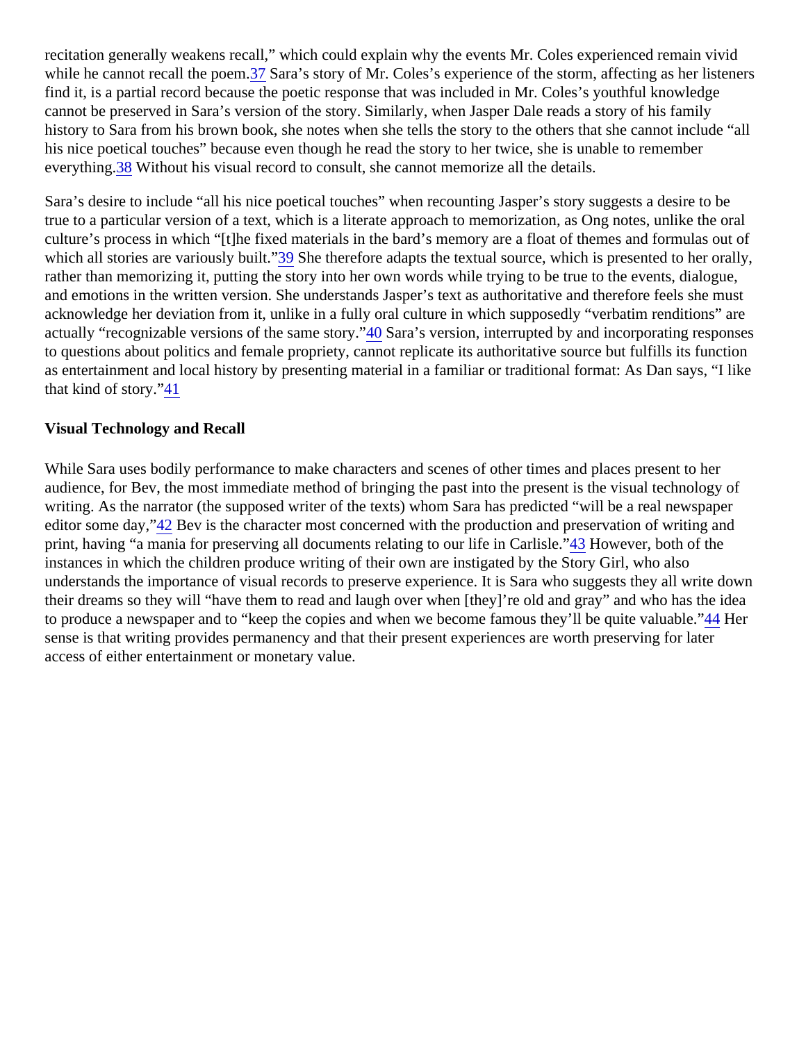recitation generally weakens recall," which could explain why the events Mr. Coles experienced remain vivid while he cannot recall the poem.[37] Sara's story of Mr. Coles's experience of the storm, affecting as her listeners find it, is a partial record because the poetic response that was included in Mr. Coles's youthful knowledge cannot be preserved in Sara's version of the story. Similarly, when Jasper Dale reads a story of his family history to Sara from his brown book, she notes when she tells the story to the others that she cannot include "all his nice poetical touches" because even though he read the story to her twice, she is unable to remember everything.[38] Without his visual record to consult, she cannot memorize all the details.

Sara's desire to include "all his nice poetical touches" when recounting Jasper's story suggests a desire to be true to a particular version of a text, which is a literate approach to memorization, as Ong notes, unlike the oral culture's process in which "[t]he fixed materials in the bard's memory are a float of themes and formulas out of which all stories are variously built."[39] She therefore adapts the textual source, which is presented to her orally, rather than memorizing it, putting the story into her own words while trying to be true to the events, dialogue, and emotions in the written version. She understands Jasper's text as authoritative and therefore feels she must acknowledge her deviation from it, unlike in a fully oral culture in which supposedly "verbatim renditions" are actually "recognizable versions of the same story."[40] Sara's version, interrupted by and incorporating responses to questions about politics and female propriety, cannot replicate its authoritative source but fulfills its function as entertainment and local history by presenting material in a familiar or traditional format: As Dan says, "I like that kind of story."[41]

**Visual Technology and Recall**

While Sara uses bodily performance to make characters and scenes of other times and places present to her audience, for Bev, the most immediate method of bringing the past into the present is the visual technology of writing. As the narrator (the supposed writer of the texts) whom Sara has predicted "will be a real newspaper editor some day,"[42] Bev is the character most concerned with the production and preservation of writing and print, having "a mania for preserving all documents relating to our life in Carlisle."[43] However, both of the instances in which the children produce writing of their own are instigated by the Story Girl, who also understands the importance of visual records to preserve experience. It is Sara who suggests they all write down their dreams so they will "have them to read and laugh over when [they]'re old and gray" and who has the idea to produce a newspaper and to "keep the copies and when we become famous they'll be quite valuable."[44] Her sense is that writing provides permanency and that their present experiences are worth preserving for later access of either entertainment or monetary value.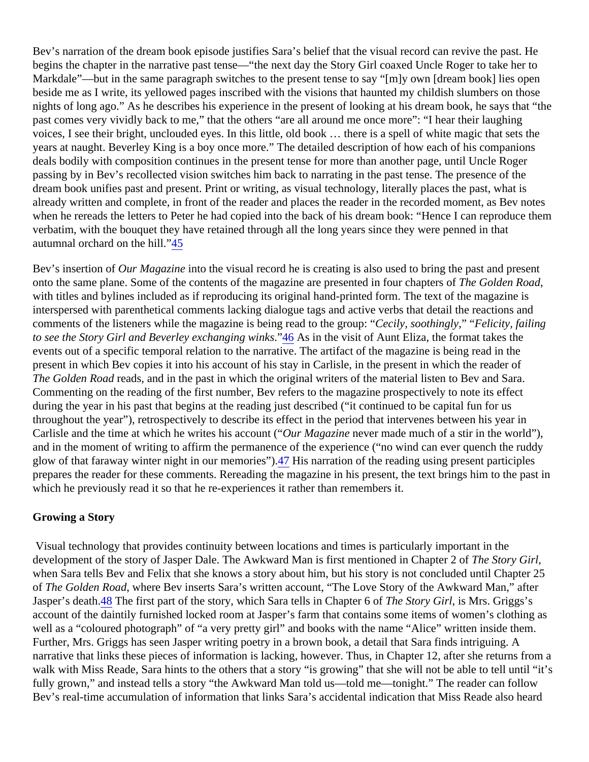Bev's narration of the dream book episode justifies Sara's belief that the visual record can revive the past. He begins the chapter in the narrative past tense—"the next day the Story Girl coaxed Uncle Roger to take her to Markdale"—but in the same paragraph switches to the present tense to say "[m]y own [dream book] lies open beside me as I write, its yellowed pages inscribed with the visions that haunted my childish slumbers on those nights of long ago." As he describes his experience in the present of looking at his dream book, he says that "the past comes very vividly back to me," that the others "are all around me once more": "I hear their laughing voices, I see their bright, unclouded eyes. In this little, old book … there is a spell of white magic that sets the years at naught. Beverley King is a boy once more." The detailed description of how each of his companions deals bodily with composition continues in the present tense for more than another page, until Uncle Roger passing by in Bev's recollected vision switches him back to narrating in the past tense. The presence of the dream book unifies past and present. Print or writing, as visual technology, literally places the past, what is already written and complete, in front of the reader and places the reader in the recorded moment, as Bev notes when he rereads the letters to Peter he had copied into the back of his dream book: "Hence I can reproduce them verbatim, with the bouquet they have retained through all the long years since they were penned in that autumnal orchard on the hill."[45]

Bev's insertion of *Our Magazine* into the visual record he is creating is also used to bring the past and present onto the same plane. Some of the contents of the magazine are presented in four chapters of *The Golden Road*, with titles and bylines included as if reproducing its original hand-printed form. The text of the magazine is interspersed with parenthetical comments lacking dialogue tags and active verbs that detail the reactions and comments of the listeners while the magazine is being read to the group: "*Cecily, soothingly*," "*Felicity, failing to see the Story Girl and Beverley exchanging winks*."[46] As in the visit of Aunt Eliza, the format takes the events out of a specific temporal relation to the narrative. The artifact of the magazine is being read in the present in which Bev copies it into his account of his stay in Carlisle, in the present in which the reader of *The Golden Road* reads, and in the past in which the original writers of the material listen to Bev and Sara. Commenting on the reading of the first number, Bev refers to the magazine prospectively to note its effect during the year in his past that begins at the reading just described ("it continued to be capital fun for us throughout the year"), retrospectively to describe its effect in the period that intervenes between his year in Carlisle and the time at which he writes his account ("*Our Magazine* never made much of a stir in the world"), and in the moment of writing to affirm the permanence of the experience ("no wind can ever quench the ruddy glow of that faraway winter night in our memories").[47] His narration of the reading using present participles prepares the reader for these comments. Rereading the magazine in his present, the text brings him to the past in which he previously read it so that he re-experiences it rather than remembers it.

## Growing a Story

Visual technology that provides continuity between locations and times is particularly important in the development of the story of Jasper Dale. The Awkward Man is first mentioned in Chapter 2 of *The Story Girl*, when Sara tells Bev and Felix that she knows a story about him, but his story is not concluded until Chapter 25 of *The Golden Road*, where Bev inserts Sara's written account, "The Love Story of the Awkward Man," after Jasper's death.[48] The first part of the story, which Sara tells in Chapter 6 of *The Story Girl*, is Mrs. Griggs's account of the daintily furnished locked room at Jasper's farm that contains some items of women's clothing as well as a "coloured photograph" of "a very pretty girl" and books with the name "Alice" written inside them. Further, Mrs. Griggs has seen Jasper writing poetry in a brown book, a detail that Sara finds intriguing. A narrative that links these pieces of information is lacking, however. Thus, in Chapter 12, after she returns from a walk with Miss Reade, Sara hints to the others that a story "is growing" that she will not be able to tell until "it's fully grown," and instead tells a story "the Awkward Man told us—told me—tonight." The reader can follow Bev's real-time accumulation of information that links Sara's accidental indication that Miss Reade also heard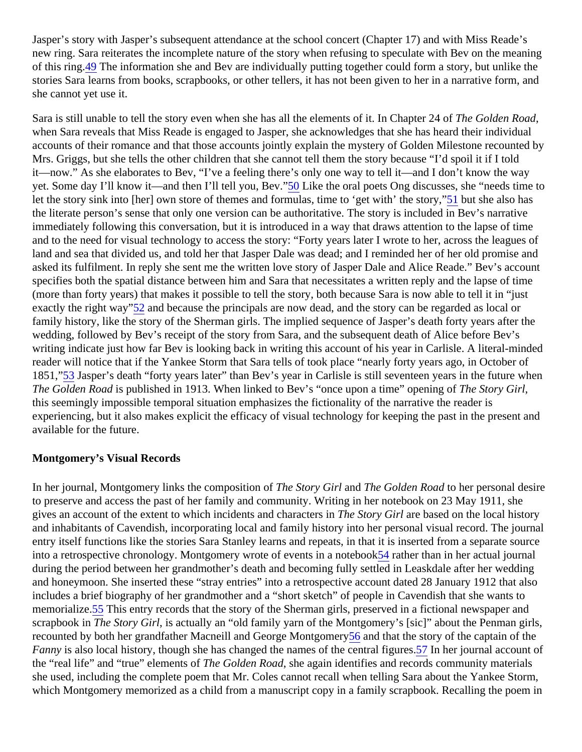Jasper's story with Jasper's subsequent attendance at the school concert (Chapter 17) and with Miss Reade's new ring. Sara reiterates the incomplete nature of the story when refusing to speculate with Bev on the meaning of this ring.[49] The information she and Bev are individually putting together could form a story, but unlike the stories Sara learns from books, scrapbooks, or other tellers, it has not been given to her in a narrative form, and she cannot yet use it.

Sara is still unable to tell the story even when she has all the elements of it. In Chapter 24 of *The Golden Road*, when Sara reveals that Miss Reade is engaged to Jasper, she acknowledges that she has heard their individual accounts of their romance and that those accounts jointly explain the mystery of Golden Milestone recounted by Mrs. Griggs, but she tells the other children that she cannot tell them the story because "I'd spoil it if I told it—now." As she elaborates to Bev, "I've a feeling there's only one way to tell it—and I don't know the way yet. Some day I'll know it—and then I'll tell you, Bev."[50] Like the oral poets Ong discusses, she "needs time to let the story sink into [her] own store of themes and formulas, time to 'get with' the story,"[51] but she also has the literate person's sense that only one version can be authoritative. The story is included in Bev's narrative immediately following this conversation, but it is introduced in a way that draws attention to the lapse of time and to the need for visual technology to access the story: "Forty years later I wrote to her, across the leagues of land and sea that divided us, and told her that Jasper Dale was dead; and I reminded her of her old promise and asked its fulfilment. In reply she sent me the written love story of Jasper Dale and Alice Reade." Bev's account specifies both the spatial distance between him and Sara that necessitates a written reply and the lapse of time (more than forty years) that makes it possible to tell the story, both because Sara is now able to tell it in "just exactly the right way"[52] and because the principals are now dead, and the story can be regarded as local or family history, like the story of the Sherman girls. The implied sequence of Jasper's death forty years after the wedding, followed by Bev's receipt of the story from Sara, and the subsequent death of Alice before Bev's writing indicate just how far Bev is looking back in writing this account of his year in Carlisle. A literal-minded reader will notice that if the Yankee Storm that Sara tells of took place "nearly forty years ago, in October of 1851,"[53] Jasper's death "forty years later" than Bev's year in Carlisle is still seventeen years in the future when *The Golden Road* is published in 1913. When linked to Bev's "once upon a time" opening of *The Story Girl*, this seemingly impossible temporal situation emphasizes the fictionality of the narrative the reader is experiencing, but it also makes explicit the efficacy of visual technology for keeping the past in the present and available for the future.

## Montgomery's Visual Records

In her journal, Montgomery links the composition of *The Story Girl* and *The Golden Road* to her personal desire to preserve and access the past of her family and community. Writing in her notebook on 23 May 1911, she gives an account of the extent to which incidents and characters in *The Story Girl* are based on the local history and inhabitants of Cavendish, incorporating local and family history into her personal visual record. The journal entry itself functions like the stories Sara Stanley learns and repeats, in that it is inserted from a separate source into a retrospective chronology. Montgomery wrote of events in a notebook[54] rather than in her actual journal during the period between her grandmother's death and becoming fully settled in Leaskdale after her wedding and honeymoon. She inserted these "stray entries" into a retrospective account dated 28 January 1912 that also includes a brief biography of her grandmother and a "short sketch" of people in Cavendish that she wants to memorialize.[55] This entry records that the story of the Sherman girls, preserved in a fictional newspaper and scrapbook in *The Story Girl*, is actually an "old family yarn of the Montgomery's [sic]" about the Penman girls, recounted by both her grandfather Macneill and George Montgomery[56] and that the story of the captain of the *Fanny* is also local history, though she has changed the names of the central figures.[57] In her journal account of the "real life" and "true" elements of *The Golden Road*, she again identifies and records community materials she used, including the complete poem that Mr. Coles cannot recall when telling Sara about the Yankee Storm, which Montgomery memorized as a child from a manuscript copy in a family scrapbook. Recalling the poem in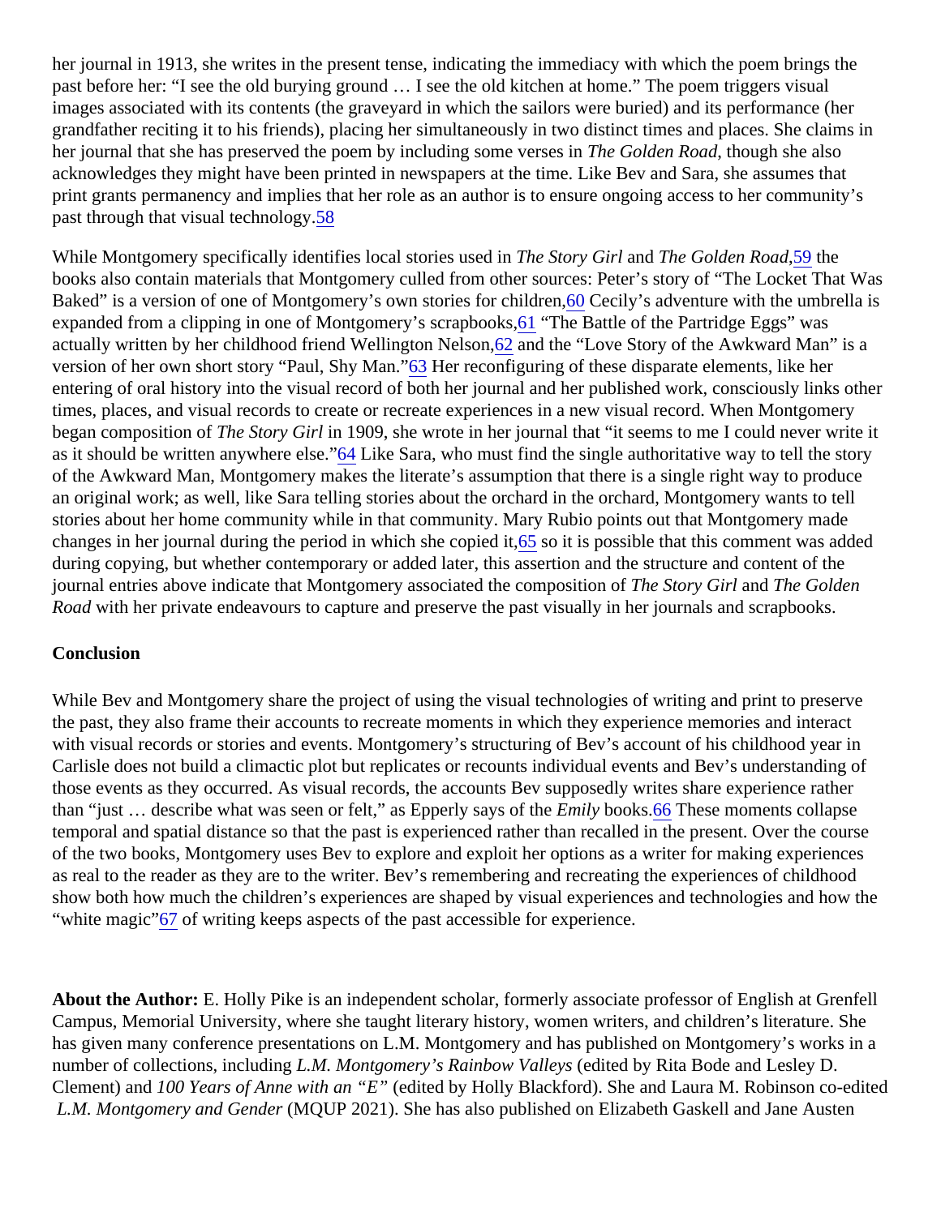her journal in 1913, she writes in the present tense, indicating the immediacy with which the poem brings the past before her: "I see the old burying ground … I see the old kitchen at home." The poem triggers visual images associated with its contents (the graveyard in which the sailors were buried) and its performance (her grandfather reciting it to his friends), placing her simultaneously in two distinct times and places. She claims in her journal that she has preserved the poem by including some verses in *The Golden Road*, though she also acknowledges they might have been printed in newspapers at the time. Like Bev and Sara, she assumes that print grants permanency and implies that her role as an author is to ensure ongoing access to her community's past through that visual technology.[58]

While Montgomery specifically identifies local stories used in *The Story Girl* and *The Golden Road*,[59] the books also contain materials that Montgomery culled from other sources: Peter's story of "The Locket That Was Baked" is a version of one of Montgomery's own stories for children,[60] Cecily's adventure with the umbrella is expanded from a clipping in one of Montgomery's scrapbooks,[61] "The Battle of the Partridge Eggs" was actually written by her childhood friend Wellington Nelson,[62] and the "Love Story of the Awkward Man" is a version of her own short story "Paul, Shy Man."[63] Her reconfiguring of these disparate elements, like her entering of oral history into the visual record of both her journal and her published work, consciously links other times, places, and visual records to create or recreate experiences in a new visual record. When Montgomery began composition of *The Story Girl* in 1909, she wrote in her journal that "it seems to me I could never write it as it should be written anywhere else."[64] Like Sara, who must find the single authoritative way to tell the story of the Awkward Man, Montgomery makes the literate's assumption that there is a single right way to produce an original work; as well, like Sara telling stories about the orchard in the orchard, Montgomery wants to tell stories about her home community while in that community. Mary Rubio points out that Montgomery made changes in her journal during the period in which she copied it,[65] so it is possible that this comment was added during copying, but whether contemporary or added later, this assertion and the structure and content of the journal entries above indicate that Montgomery associated the composition of *The Story Girl* and *The Golden Road* with her private endeavours to capture and preserve the past visually in her journals and scrapbooks.

**Conclusion**

While Bev and Montgomery share the project of using the visual technologies of writing and print to preserve the past, they also frame their accounts to recreate moments in which they experience memories and interact with visual records or stories and events. Montgomery's structuring of Bev's account of his childhood year in Carlisle does not build a climactic plot but replicates or recounts individual events and Bev's understanding of those events as they occurred. As visual records, the accounts Bev supposedly writes share experience rather than "just … describe what was seen or felt," as Epperly says of the *Emily* books.[66] These moments collapse temporal and spatial distance so that the past is experienced rather than recalled in the present. Over the course of the two books, Montgomery uses Bev to explore and exploit her options as a writer for making experiences as real to the reader as they are to the writer. Bev's remembering and recreating the experiences of childhood show both how much the children's experiences are shaped by visual experiences and technologies and how the "white magic"[67] of writing keeps aspects of the past accessible for experience.

**About the Author:** E. Holly Pike is an independent scholar, formerly associate professor of English at Grenfell Campus, Memorial University, where she taught literary history, women writers, and children's literature. She has given many conference presentations on L.M. Montgomery and has published on Montgomery's works in a number of collections, including *L.M. Montgomery's Rainbow Valleys* (edited by Rita Bode and Lesley D. Clement) and *100 Years of Anne with an "E"* (edited by Holly Blackford). She and Laura M. Robinson co-edited *L.M. Montgomery and Gender* (MQUP 2021). She has also published on Elizabeth Gaskell and Jane Austen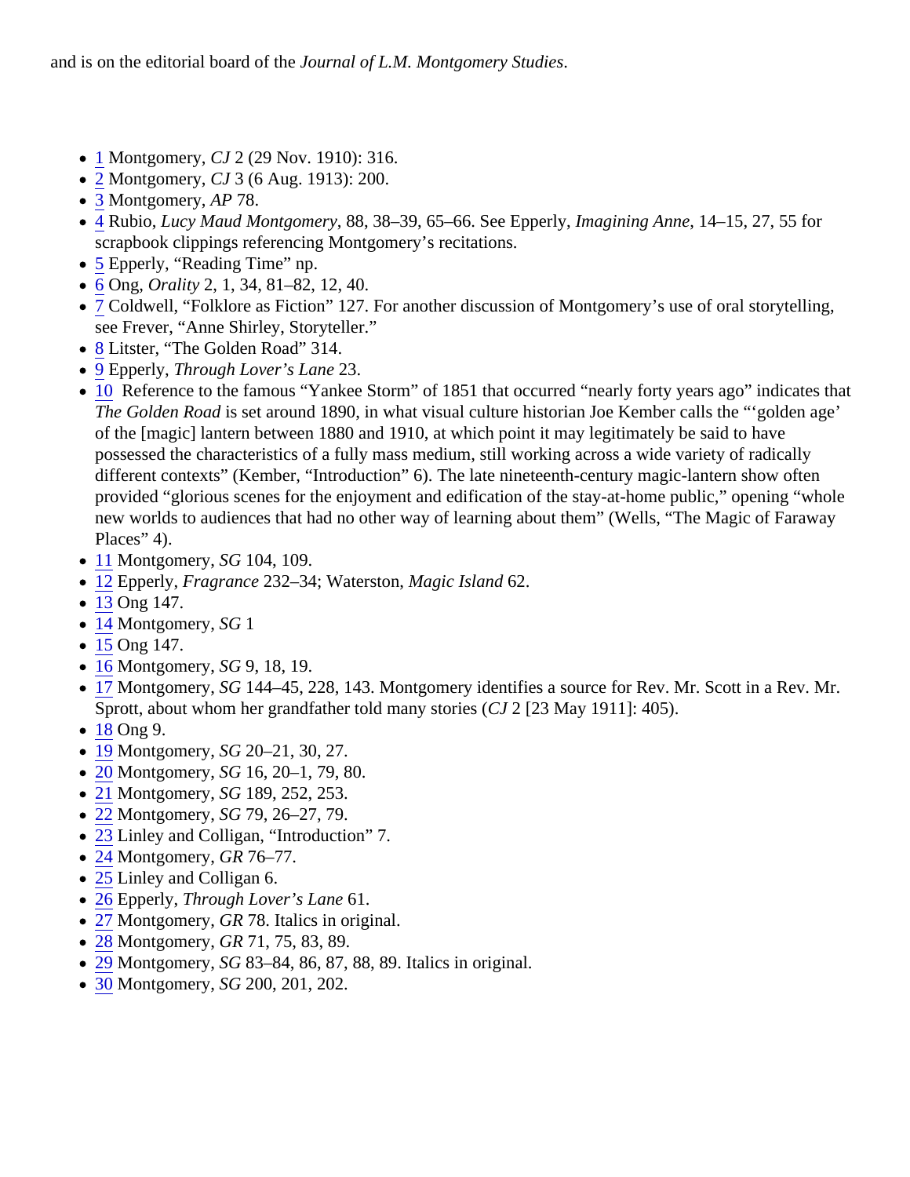and is on the editorial board of the *Journal of L.M. Montgomery Studies*.

- 1 Montgomery, *CJ* 2 (29 Nov. 1910): 316.
- 2 Montgomery, *CJ* 3 (6 Aug. 1913): 200.
- 3 Montgomery, *AP* 78.
- 4 Rubio, *Lucy Maud Montgomery*, 88, 38–39, 65–66. See Epperly, *Imagining Anne*, 14–15, 27, 55 for scrapbook clippings referencing Montgomery's recitations.
- 5 Epperly, "Reading Time" np.
- 6 Ong, *Orality* 2, 1, 34, 81–82, 12, 40.
- 7 Coldwell, "Folklore as Fiction" 127. For another discussion of Montgomery's use of oral storytelling, see Frever, "Anne Shirley, Storyteller."
- 8 Litster, "The Golden Road" 314.
- 9 Epperly, *Through Lover's Lane* 23.
- 10 Reference to the famous "Yankee Storm" of 1851 that occurred "nearly forty years ago" indicates that *The Golden Road* is set around 1890, in what visual culture historian Joe Kember calls the "'golden age' of the [magic] lantern between 1880 and 1910, at which point it may legitimately be said to have possessed the characteristics of a fully mass medium, still working across a wide variety of radically different contexts" (Kember, "Introduction" 6). The late nineteenth-century magic-lantern show often provided "glorious scenes for the enjoyment and edification of the stay-at-home public," opening "whole new worlds to audiences that had no other way of learning about them" (Wells, "The Magic of Faraway Places" 4).
- 11 Montgomery, *SG* 104, 109.
- 12 Epperly, *Fragrance* 232–34; Waterston, *Magic Island* 62.
- 13 Ong 147.
- 14 Montgomery, *SG* 1
- 15 Ong 147.
- 16 Montgomery, *SG* 9, 18, 19.
- 17 Montgomery, *SG* 144–45, 228, 143. Montgomery identifies a source for Rev. Mr. Scott in a Rev. Mr. Sprott, about whom her grandfather told many stories (*CJ* 2 [23 May 1911]: 405).
- 18 Ong 9.
- 19 Montgomery, *SG* 20–21, 30, 27.
- 20 Montgomery, *SG* 16, 20–1, 79, 80.
- 21 Montgomery, *SG* 189, 252, 253.
- 22 Montgomery, *SG* 79, 26–27, 79.
- 23 Linley and Colligan, "Introduction" 7.
- 24 Montgomery, *GR* 76–77.
- 25 Linley and Colligan 6.
- 26 Epperly, *Through Lover's Lane* 61.
- 27 Montgomery, *GR* 78. Italics in original.
- 28 Montgomery, *GR* 71, 75, 83, 89.
- 29 Montgomery, *SG* 83–84, 86, 87, 88, 89. Italics in original.
- 30 Montgomery, *SG* 200, 201, 202.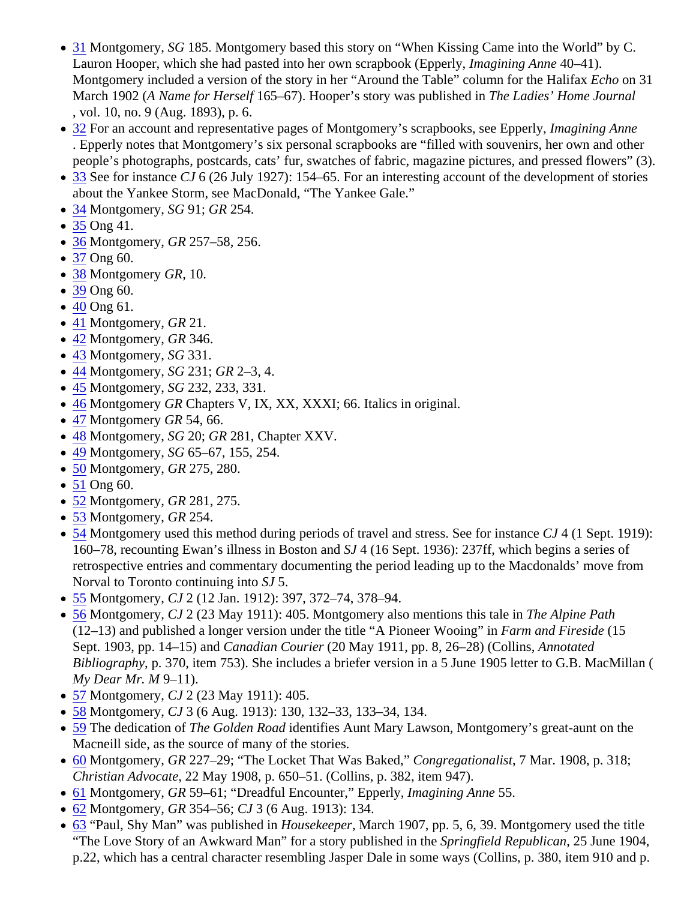- 31 Montgomery, *SG* 185. Montgomery based this story on “When Kissing Came into the World” by C. Lauron Hooper, which she had pasted into her own scrapbook (Epperly, *Imagining Anne* 40–41). Montgomery included a version of the story in her “Around the Table” column for the Halifax *Echo* on 31 March 1902 (*A Name for Herself* 165–67). Hooper’s story was published in *The Ladies’ Home Journal* , vol. 10, no. 9 (Aug. 1893), p. 6.
- 32 For an account and representative pages of Montgomery’s scrapbooks, see Epperly, *Imagining Anne* . Epperly notes that Montgomery’s six personal scrapbooks are “filled with souvenirs, her own and other people’s photographs, postcards, cats’ fur, swatches of fabric, magazine pictures, and pressed flowers” (3).
- 33 See for instance *CJ* 6 (26 July 1927): 154–65. For an interesting account of the development of stories about the Yankee Storm, see MacDonald, “The Yankee Gale.”
- 34 Montgomery, *SG* 91; *GR* 254.
- 35 Ong 41.
- 36 Montgomery, *GR* 257–58, 256.
- 37 Ong 60.
- 38 Montgomery *GR*, 10.
- 39 Ong 60.
- 40 Ong 61.
- 41 Montgomery, *GR* 21.
- 42 Montgomery, *GR* 346.
- 43 Montgomery, *SG* 331.
- 44 Montgomery, *SG* 231; *GR* 2–3, 4.
- 45 Montgomery, *SG* 232, 233, 331.
- 46 Montgomery *GR* Chapters V, IX, XX, XXXI; 66. Italics in original.
- 47 Montgomery *GR* 54, 66.
- 48 Montgomery, *SG* 20; *GR* 281, Chapter XXV.
- 49 Montgomery, *SG* 65–67, 155, 254.
- 50 Montgomery, *GR* 275, 280.
- 51 Ong 60.
- 52 Montgomery, *GR* 281, 275.
- 53 Montgomery, *GR* 254.
- 54 Montgomery used this method during periods of travel and stress. See for instance *CJ* 4 (1 Sept. 1919): 160–78, recounting Ewan’s illness in Boston and *SJ* 4 (16 Sept. 1936): 237ff, which begins a series of retrospective entries and commentary documenting the period leading up to the Macdonalds’ move from Norval to Toronto continuing into *SJ* 5.
- 55 Montgomery, *CJ* 2 (12 Jan. 1912): 397, 372–74, 378–94.
- 56 Montgomery, *CJ* 2 (23 May 1911): 405. Montgomery also mentions this tale in *The Alpine Path* (12–13) and published a longer version under the title “A Pioneer Wooing” in *Farm and Fireside* (15 Sept. 1903, pp. 14–15) and *Canadian Courier* (20 May 1911, pp. 8, 26–28) (Collins, *Annotated Bibliography*, p. 370, item 753). She includes a briefer version in a 5 June 1905 letter to G.B. MacMillan ( *My Dear Mr. M* 9–11).
- 57 Montgomery, *CJ* 2 (23 May 1911): 405.
- 58 Montgomery, *CJ* 3 (6 Aug. 1913): 130, 132–33, 133–34, 134.
- 59 The dedication of *The Golden Road* identifies Aunt Mary Lawson, Montgomery’s great-aunt on the Macneill side, as the source of many of the stories.
- 60 Montgomery, *GR* 227–29; “The Locket That Was Baked,” *Congregationalist*, 7 Mar. 1908, p. 318; *Christian Advocate*, 22 May 1908, p. 650–51. (Collins, p. 382, item 947).
- 61 Montgomery, *GR* 59–61; “Dreadful Encounter,” Epperly, *Imagining Anne* 55.
- 62 Montgomery, *GR* 354–56; *CJ* 3 (6 Aug. 1913): 134.
- 63 “Paul, Shy Man” was published in *Housekeeper*, March 1907, pp. 5, 6, 39. Montgomery used the title “The Love Story of an Awkward Man” for a story published in the *Springfield Republican*, 25 June 1904, p.22, which has a central character resembling Jasper Dale in some ways (Collins, p. 380, item 910 and p.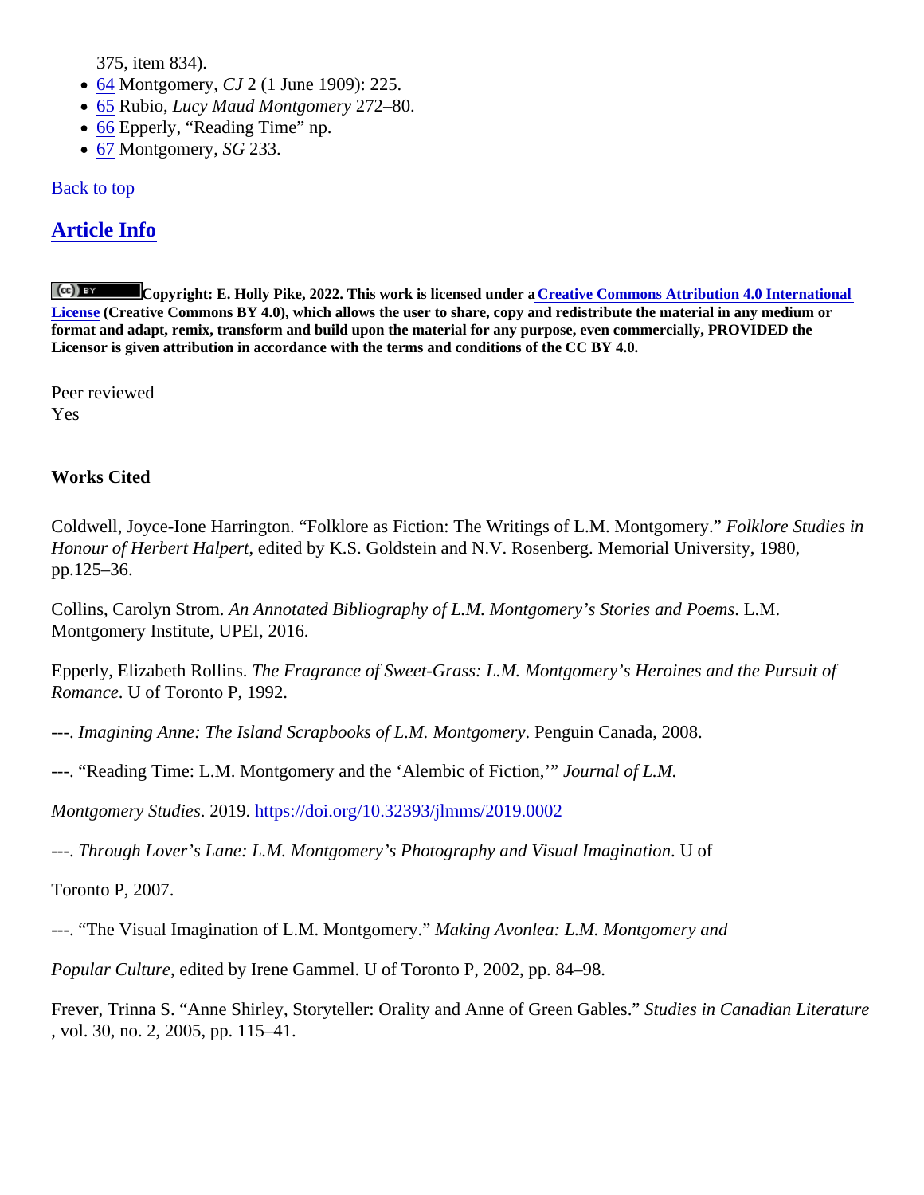375, item 834).

- 64 Montgomery, *CJ* 2 (1 June 1909): 225.
- 65 Rubio, *Lucy Maud Montgomery* 272–80.
- 66 Epperly, "Reading Time" np.
- 67 Montgomery, *SG* 233.

Back to top

## Article Info

**Copyright: E. Holly Pike, 2022. This work is licensed under a Creative Commons Attribution 4.0 International License (Creative Commons BY 4.0), which allows the user to share, copy and redistribute the material in any medium or format and adapt, remix, transform and build upon the material for any purpose, even commercially, PROVIDED the Licensor is given attribution in accordance with the terms and conditions of the CC BY 4.0.**

Peer reviewed
Yes

**Works Cited**

Coldwell, Joyce-Ione Harrington. "Folklore as Fiction: The Writings of L.M. Montgomery." *Folklore Studies in Honour of Herbert Halpert*, edited by K.S. Goldstein and N.V. Rosenberg. Memorial University, 1980, pp.125–36.

Collins, Carolyn Strom. *An Annotated Bibliography of L.M. Montgomery's Stories and Poems*. L.M. Montgomery Institute, UPEI, 2016.

Epperly, Elizabeth Rollins. *The Fragrance of Sweet-Grass: L.M. Montgomery's Heroines and the Pursuit of Romance*. U of Toronto P, 1992.

---. *Imagining Anne: The Island Scrapbooks of L.M. Montgomery*. Penguin Canada, 2008.

---. "Reading Time: L.M. Montgomery and the 'Alembic of Fiction,'" *Journal of L.M. Montgomery Studies*. 2019. https://doi.org/10.32393/jlmms/2019.0002

---. *Through Lover's Lane: L.M. Montgomery's Photography and Visual Imagination*. U of Toronto P, 2007.

---. "The Visual Imagination of L.M. Montgomery." *Making Avonlea: L.M. Montgomery and Popular Culture*, edited by Irene Gammel. U of Toronto P, 2002, pp. 84–98.

Frever, Trinna S. "Anne Shirley, Storyteller: Orality and Anne of Green Gables." *Studies in Canadian Literature*, vol. 30, no. 2, 2005, pp. 115–41.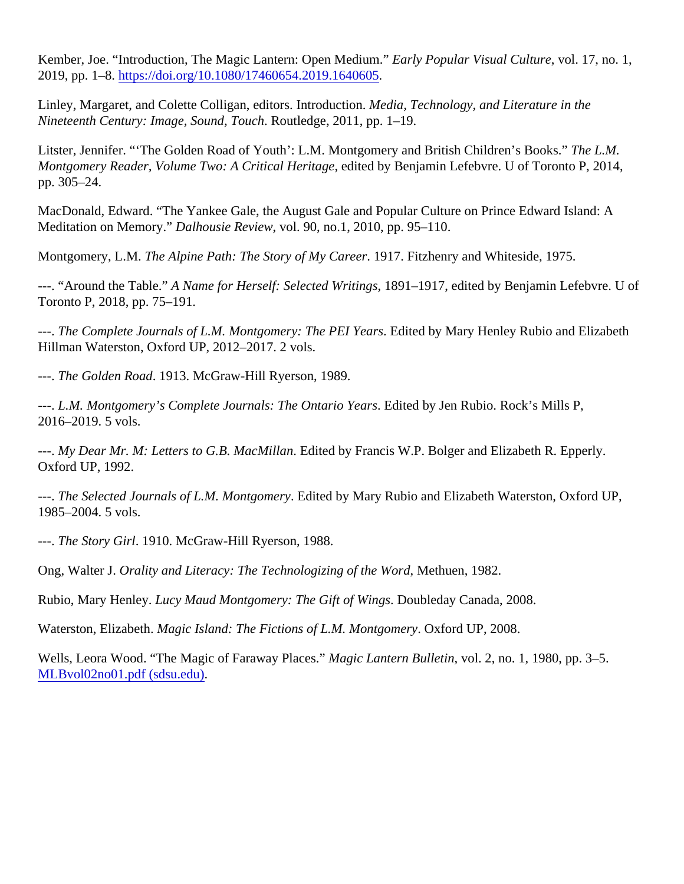Kember, Joe. "Introduction, The Magic Lantern: Open Medium." *Early Popular Visual Culture*, vol. 17, no. 1, 2019, pp. 1–8. [https://doi.org/10.1080/17460654.2019.1640605](https://doi.org/10.1080/17460654.2019.1640605).

Linley, Margaret, and Colette Colligan, editors. Introduction. *Media, Technology, and Literature in the Nineteenth Century: Image, Sound, Touch*. Routledge, 2011, pp. 1–19.

Litster, Jennifer. "'The Golden Road of Youth': L.M. Montgomery and British Children's Books." *The L.M. Montgomery Reader, Volume Two: A Critical Heritage*, edited by Benjamin Lefebvre. U of Toronto P, 2014, pp. 305–24.

MacDonald, Edward. "The Yankee Gale, the August Gale and Popular Culture on Prince Edward Island: A Meditation on Memory." *Dalhousie Review*, vol. 90, no.1, 2010, pp. 95–110.

Montgomery, L.M. *The Alpine Path: The Story of My Career*. 1917. Fitzhenry and Whiteside, 1975.

---. "Around the Table." *A Name for Herself: Selected Writings*, 1891–1917, edited by Benjamin Lefebvre. U of Toronto P, 2018, pp. 75–191.

---. *The Complete Journals of L.M. Montgomery: The PEI Years*. Edited by Mary Henley Rubio and Elizabeth Hillman Waterston, Oxford UP, 2012–2017. 2 vols.

---. *The Golden Road*. 1913. McGraw-Hill Ryerson, 1989.

---. *L.M. Montgomery's Complete Journals: The Ontario Years*. Edited by Jen Rubio. Rock's Mills P, 2016–2019. 5 vols.

---. *My Dear Mr. M: Letters to G.B. MacMillan*. Edited by Francis W.P. Bolger and Elizabeth R. Epperly. Oxford UP, 1992.

---. *The Selected Journals of L.M. Montgomery*. Edited by Mary Rubio and Elizabeth Waterston, Oxford UP, 1985–2004. 5 vols.

---. *The Story Girl*. 1910. McGraw-Hill Ryerson, 1988.

Ong, Walter J. *Orality and Literacy: The Technologizing of the Word*, Methuen, 1982.

Rubio, Mary Henley. *Lucy Maud Montgomery: The Gift of Wings*. Doubleday Canada, 2008.

Waterston, Elizabeth. *Magic Island: The Fictions of L.M. Montgomery*. Oxford UP, 2008.

Wells, Leora Wood. "The Magic of Faraway Places." *Magic Lantern Bulletin*, vol. 2, no. 1, 1980, pp. 3–5. MLBvol02no01.pdf (sdsu.edu).